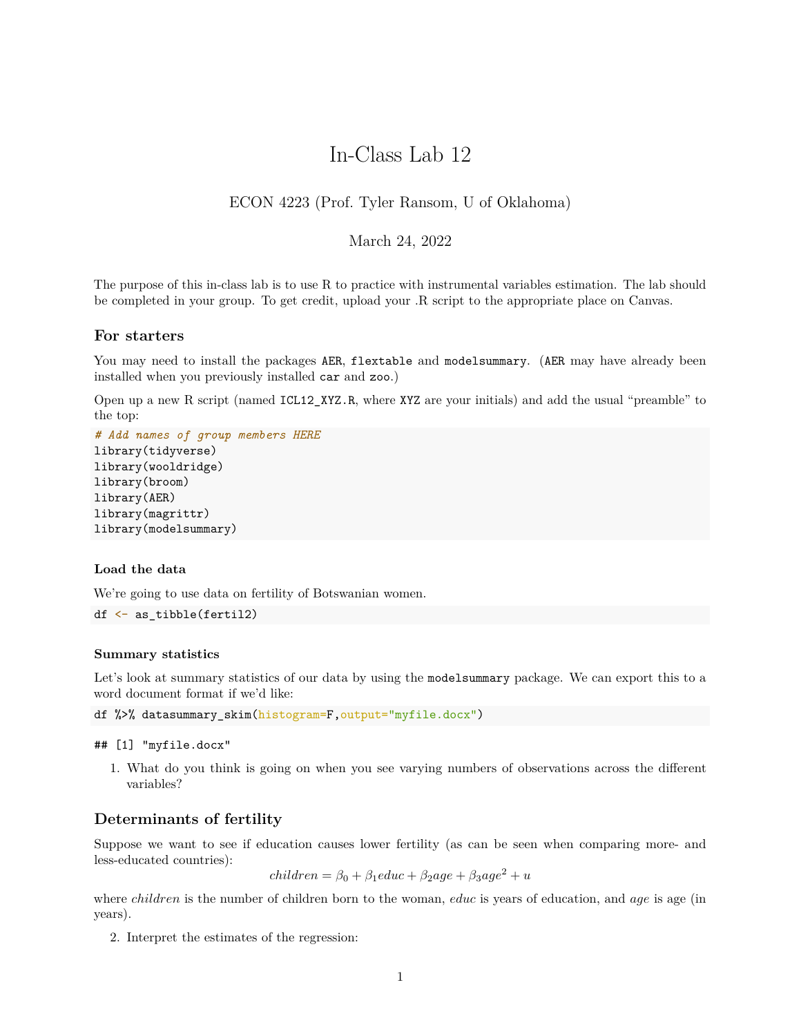# In-Class Lab 12

ECON 4223 (Prof. Tyler Ransom, U of Oklahoma)

March 24, 2022

The purpose of this in-class lab is to use R to practice with instrumental variables estimation. The lab should be completed in your group. To get credit, upload your .R script to the appropriate place on Canvas.

## For starters

You may need to install the packages `AER`, `flextable` and `modelsummary`. (`AER` may have already been installed when you previously installed `car` and `zoo`.)

Open up a new R script (named `ICL12_XYZ.R`, where `XYZ` are your initials) and add the usual "preamble" to the top:

```
# Add names of group members HERE
library(tidyverse)
library(wooldridge)
library(broom)
library(AER)
library(magrittr)
library(modelsummary)
```

### Load the data

We're going to use data on fertility of Botswanian women.

```
df <- as_tibble(fertil2)
```

### Summary statistics

Let's look at summary statistics of our data by using the `modelsummary` package. We can export this to a word document format if we'd like:

```
df %>% datasummary_skim(histogram=F,output="myfile.docx")
```

```
## [1] "myfile.docx"
```

1. What do you think is going on when you see varying numbers of observations across the different variables?

## Determinants of fertility

Suppose we want to see if education causes lower fertility (as can be seen when comparing more- and less-educated countries):

$$children = \beta_0 + \beta_1 educ + \beta_2 age + \beta_3 age^2 + u$$

where *children* is the number of children born to the woman, *educ* is years of education, and *age* is age (in years).

2. Interpret the estimates of the regression: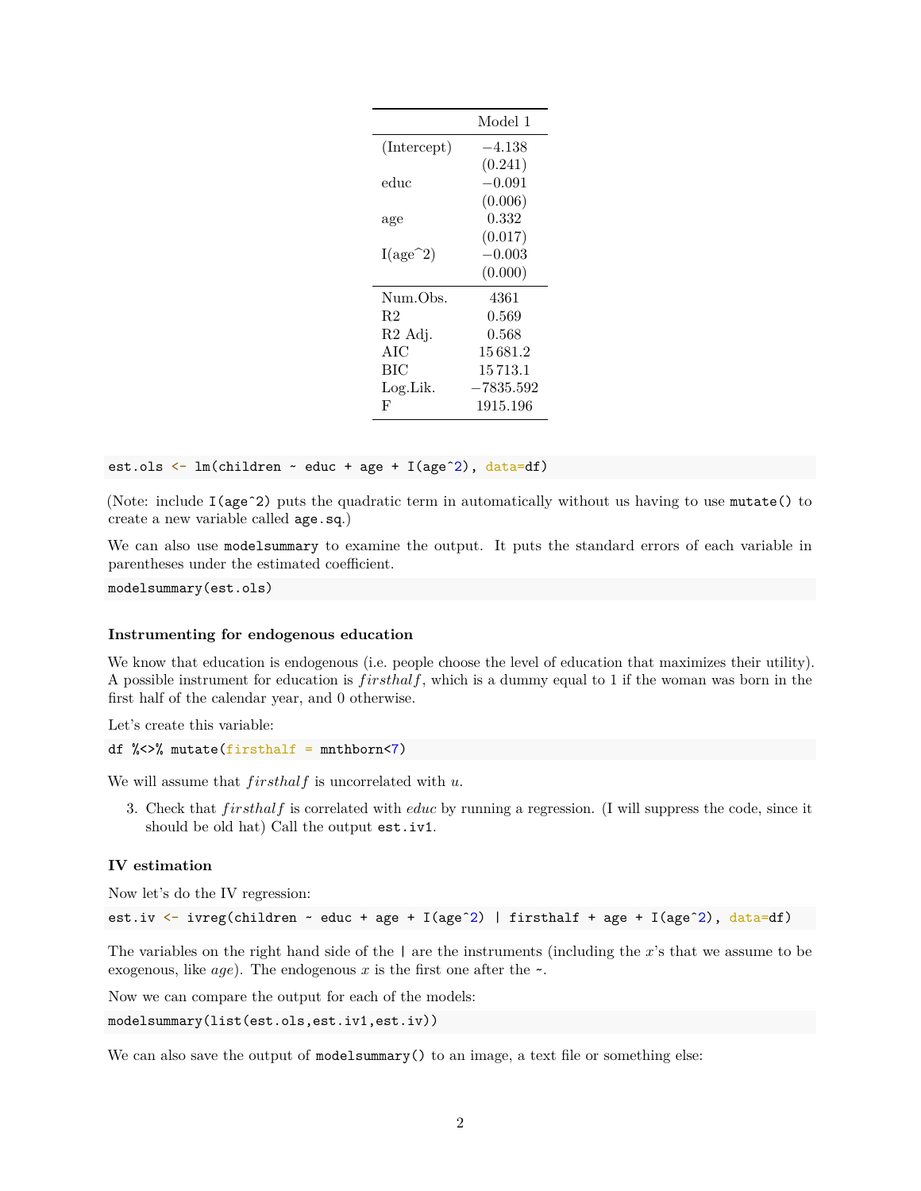| | Model 1 |
|---|---|
| (Intercept) | −4.138 |
| | (0.241) |
| educ | −0.091 |
| | (0.006) |
| age | 0.332 |
| | (0.017) |
| I(age^2) | −0.003 |
| | (0.000) |
| Num.Obs. | 4361 |
| R2 | 0.569 |
| R2 Adj. | 0.568 |
| AIC | 15 681.2 |
| BIC | 15 713.1 |
| Log.Lik. | −7835.592 |
| F | 1915.196 |

```
est.ols <- lm(children ~ educ + age + I(age^2), data=df)
```

(Note: include `I(age^2)` puts the quadratic term in automatically without us having to use `mutate()` to create a new variable called `age.sq`.)

We can also use `modelsummary` to examine the output. It puts the standard errors of each variable in parentheses under the estimated coefficient.

```
modelsummary(est.ols)
```

### Instrumenting for endogenous education

We know that education is endogenous (i.e. people choose the level of education that maximizes their utility). A possible instrument for education is $firsthalf$, which is a dummy equal to 1 if the woman was born in the first half of the calendar year, and 0 otherwise.

Let's create this variable:

```
df %<>% mutate(firsthalf = mnthborn<7)
```

We will assume that $firsthalf$ is uncorrelated with $u$.

3. Check that $firsthalf$ is correlated with $educ$ by running a regression. (I will suppress the code, since it should be old hat) Call the output `est.iv1`.

### IV estimation

Now let's do the IV regression:

```
est.iv <- ivreg(children ~ educ + age + I(age^2) | firsthalf + age + I(age^2), data=df)
```

The variables on the right hand side of the `|` are the instruments (including the $x$'s that we assume to be exogenous, like $age$). The endogenous $x$ is the first one after the `~`.

Now we can compare the output for each of the models:

```
modelsummary(list(est.ols,est.iv1,est.iv))
```

We can also save the output of `modelsummary()` to an image, a text file or something else: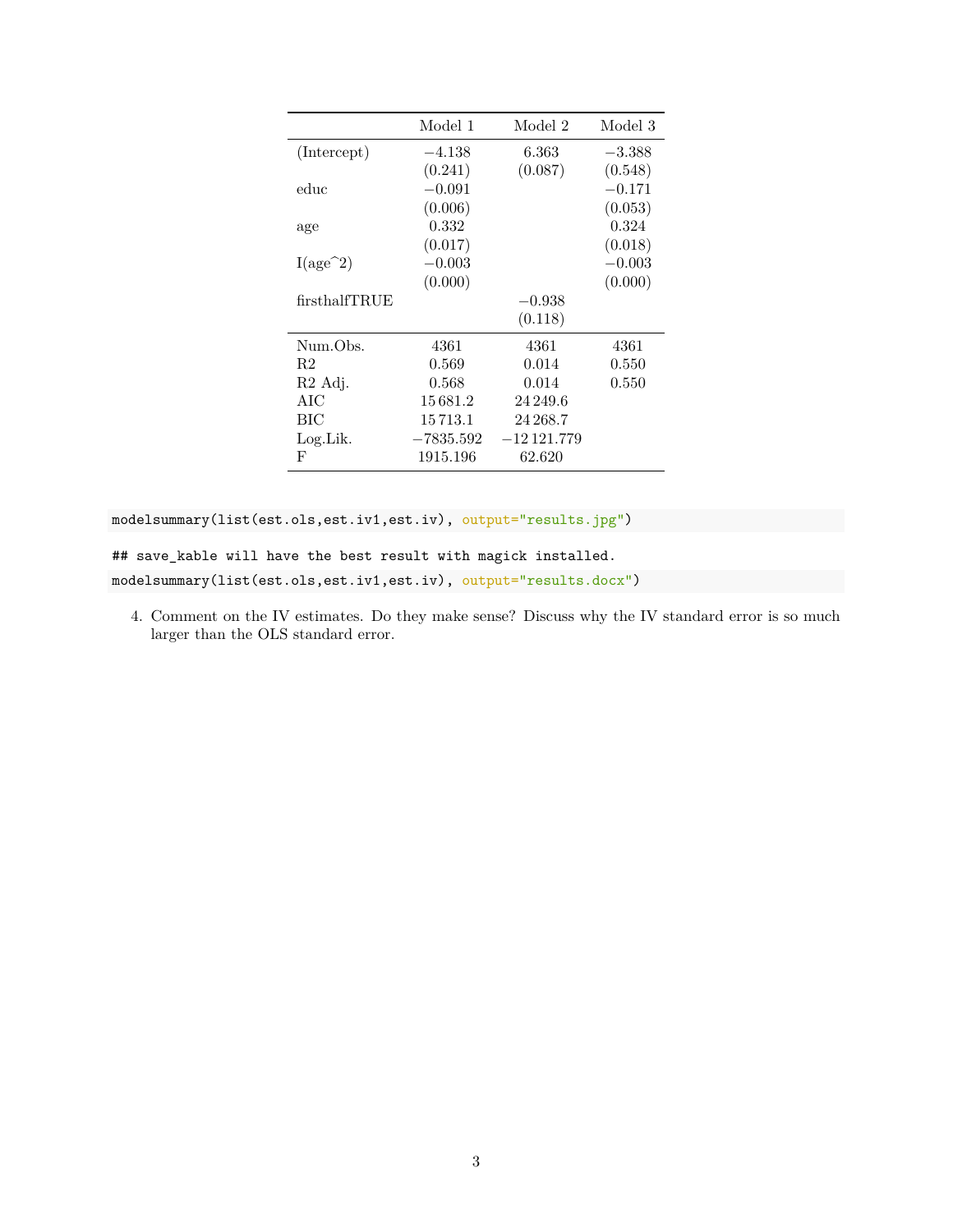| | Model 1 | Model 2 | Model 3 |
|---|---|---|---|
| (Intercept) | −4.138 | 6.363 | −3.388 |
| | (0.241) | (0.087) | (0.548) |
| educ | −0.091 | | −0.171 |
| | (0.006) | | (0.053) |
| age | 0.332 | | 0.324 |
| | (0.017) | | (0.018) |
| I(age^2) | −0.003 | | −0.003 |
| | (0.000) | | (0.000) |
| firsthalfTRUE | | −0.938 | |
| | | (0.118) | |
| Num.Obs. | 4361 | 4361 | 4361 |
| R2 | 0.569 | 0.014 | 0.550 |
| R2 Adj. | 0.568 | 0.014 | 0.550 |
| AIC | 15 681.2 | 24 249.6 | |
| BIC | 15 713.1 | 24 268.7 | |
| Log.Lik. | −7835.592 | −12 121.779 | |
| F | 1915.196 | 62.620 | |

```
modelsummary(list(est.ols,est.iv1,est.iv), output="results.jpg")
```

```
## save_kable will have the best result with magick installed.
```

```
modelsummary(list(est.ols,est.iv1,est.iv), output="results.docx")
```

4. Comment on the IV estimates. Do they make sense? Discuss why the IV standard error is so much larger than the OLS standard error.